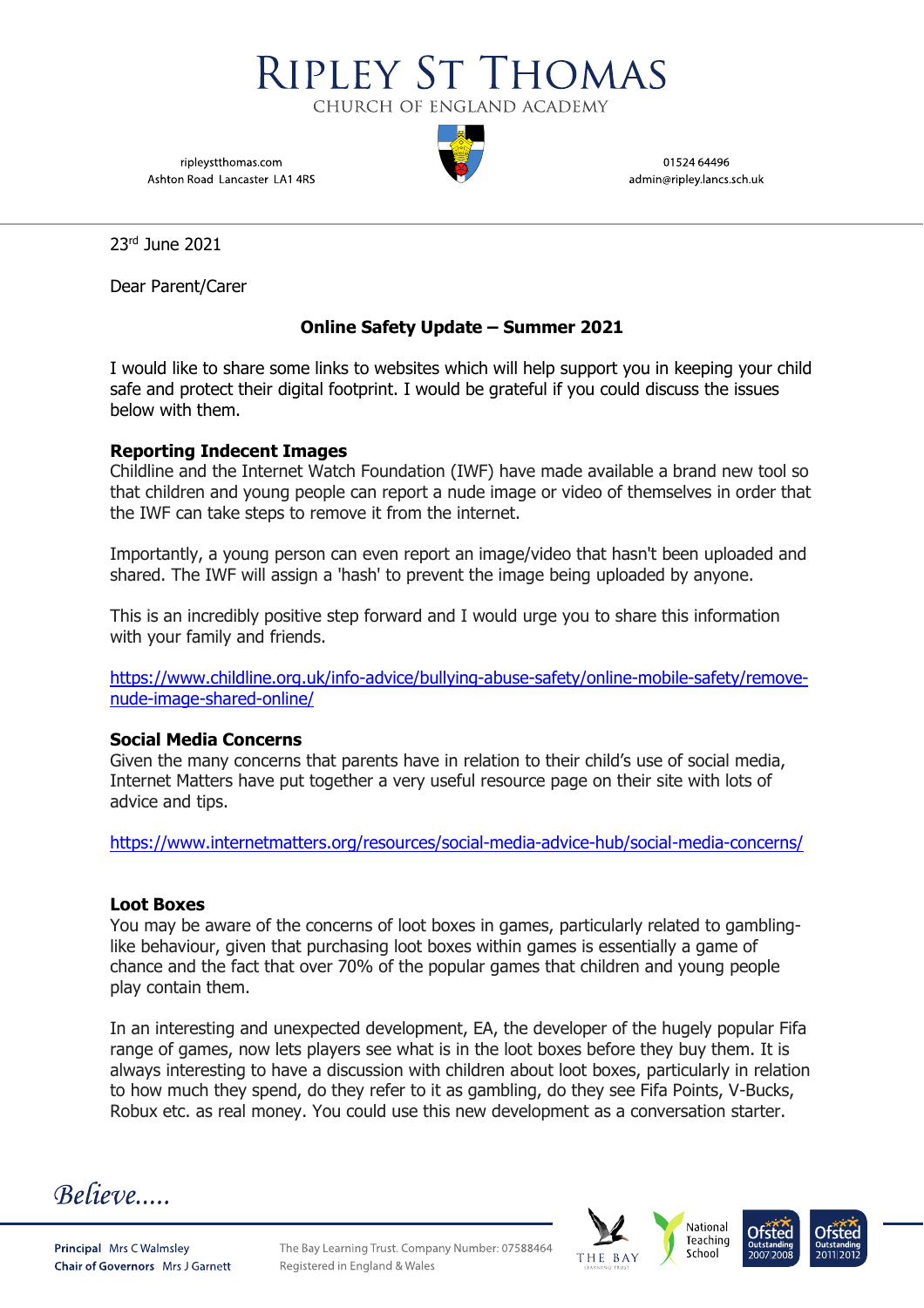# Ripley St Thomas

Church of England Academy

ripleystthomas.com
Ashton Road Lancaster LA1 4RS

01524 64496
admin@ripley.lancs.sch.uk

23rd June 2021

Dear Parent/Carer

**Online Safety Update – Summer 2021**

I would like to share some links to websites which will help support you in keeping your child safe and protect their digital footprint. I would be grateful if you could discuss the issues below with them.

**Reporting Indecent Images**

Childline and the Internet Watch Foundation (IWF) have made available a brand new tool so that children and young people can report a nude image or video of themselves in order that the IWF can take steps to remove it from the internet.

Importantly, a young person can even report an image/video that hasn't been uploaded and shared. The IWF will assign a 'hash' to prevent the image being uploaded by anyone.

This is an incredibly positive step forward and I would urge you to share this information with your family and friends.

https://www.childline.org.uk/info-advice/bullying-abuse-safety/online-mobile-safety/remove-nude-image-shared-online/

**Social Media Concerns**

Given the many concerns that parents have in relation to their child's use of social media, Internet Matters have put together a very useful resource page on their site with lots of advice and tips.

https://www.internetmatters.org/resources/social-media-advice-hub/social-media-concerns/

**Loot Boxes**

You may be aware of the concerns of loot boxes in games, particularly related to gambling-like behaviour, given that purchasing loot boxes within games is essentially a game of chance and the fact that over 70% of the popular games that children and young people play contain them.

In an interesting and unexpected development, EA, the developer of the hugely popular Fifa range of games, now lets players see what is in the loot boxes before they buy them. It is always interesting to have a discussion with children about loot boxes, particularly in relation to how much they spend, do they refer to it as gambling, do they see Fifa Points, V-Bucks, Robux etc. as real money. You could use this new development as a conversation starter.

*Believe.....*

**Principal** Mrs C Walmsley
**Chair of Governors** Mrs J Garnett

The Bay Learning Trust. Company Number: 07588464
Registered in England & Wales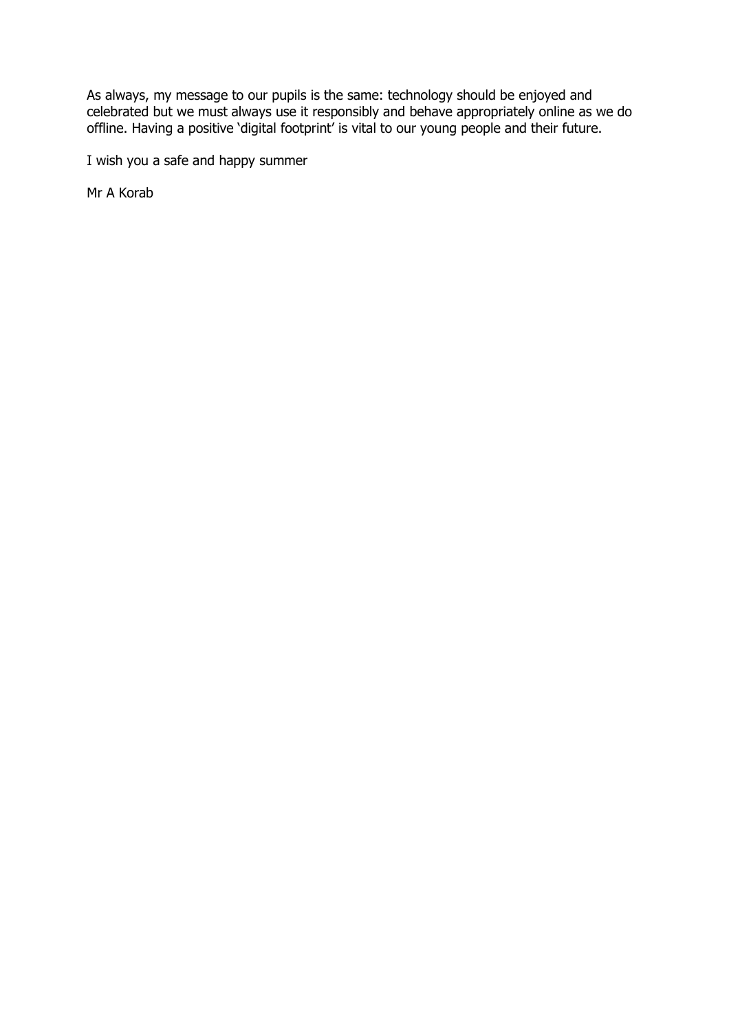As always, my message to our pupils is the same: technology should be enjoyed and celebrated but we must always use it responsibly and behave appropriately online as we do offline. Having a positive 'digital footprint' is vital to our young people and their future.

I wish you a safe and happy summer

Mr A Korab